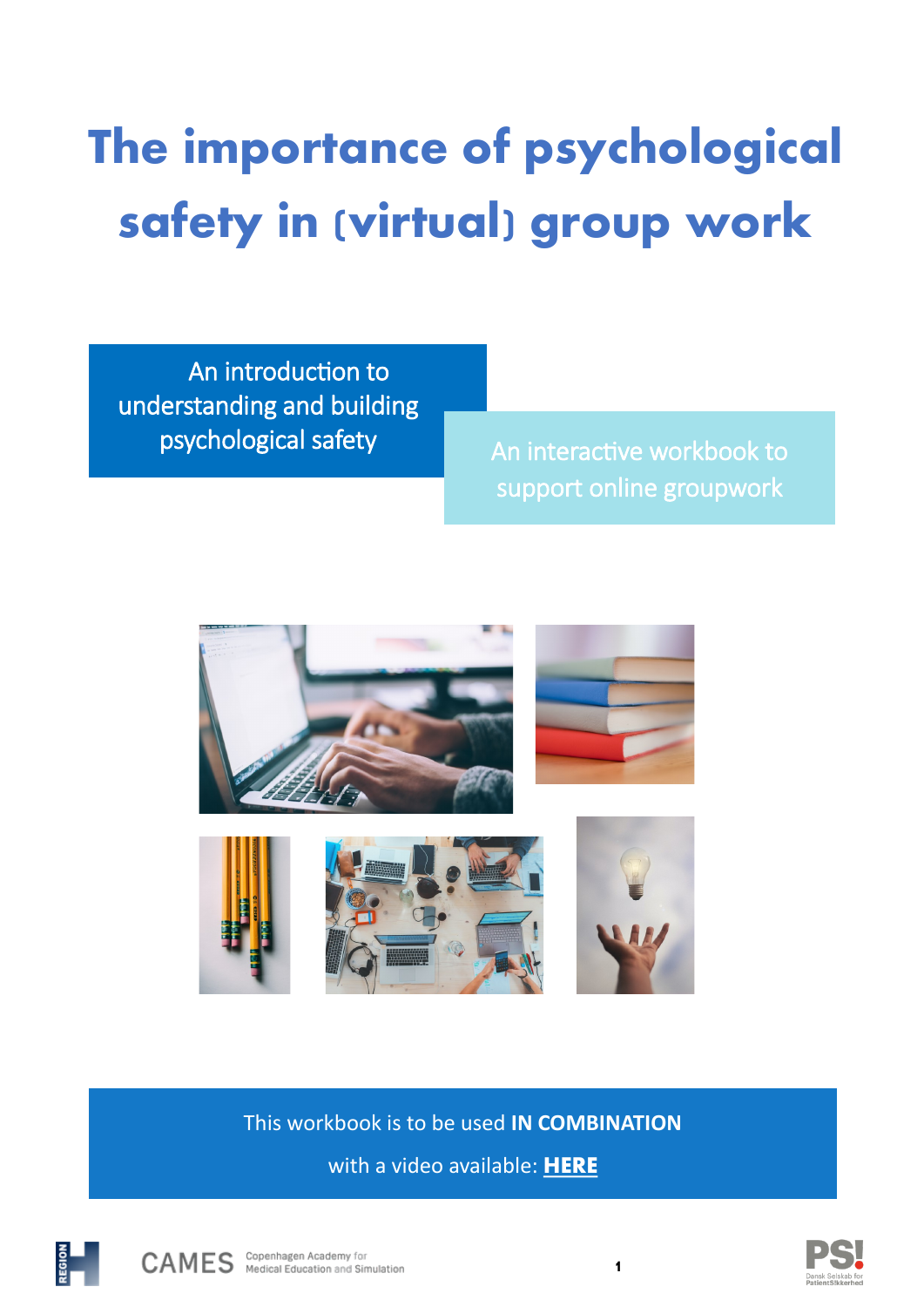# The importance of psychological safety in (virtual) group work

An introduction to understanding and building psychological safety

An interactive workbook to support online groupwork

This workbook is to be used **IN COMBINATION** with a video available: **HERE**

CAMES Copenhagen Academy for Medical Education and Simulation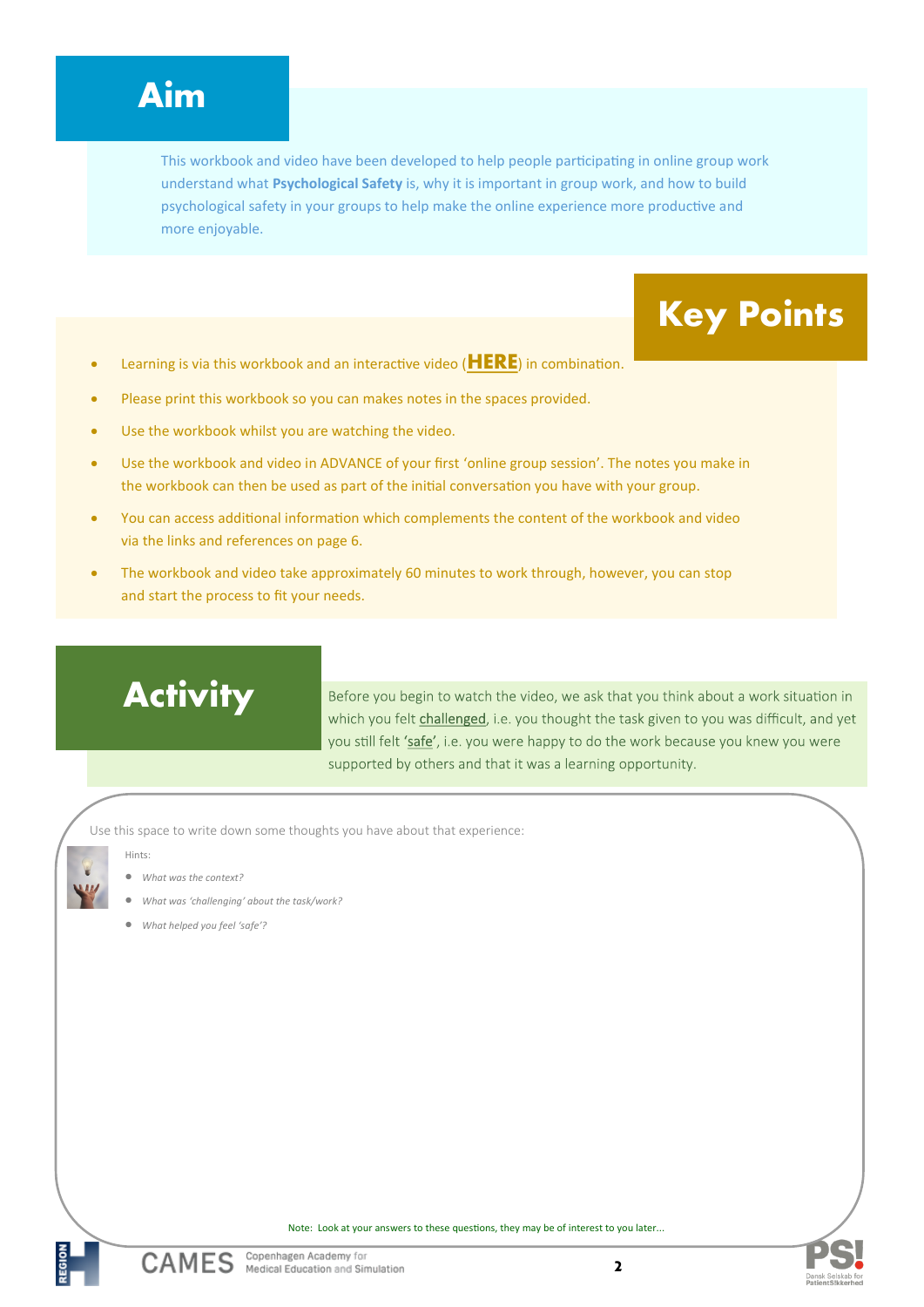# Aim

This workbook and video have been developed to help people participating in online group work understand what **Psychological Safety** is, why it is important in group work, and how to build psychological safety in your groups to help make the online experience more productive and more enjoyable.

# Key Points

- Learning is via this workbook and an interactive video (**HERE**) in combination.
- Please print this workbook so you can makes notes in the spaces provided.
- Use the workbook whilst you are watching the video.
- Use the workbook and video in ADVANCE of your first 'online group session'. The notes you make in the workbook can then be used as part of the initial conversation you have with your group.
- You can access additional information which complements the content of the workbook and video via the links and references on page 6.
- The workbook and video take approximately 60 minutes to work through, however, you can stop and start the process to fit your needs.

# Activity

Before you begin to watch the video, we ask that you think about a work situation in which you felt challenged, i.e. you thought the task given to you was difficult, and yet you still felt 'safe', i.e. you were happy to do the work because you knew you were supported by others and that it was a learning opportunity.

Use this space to write down some thoughts you have about that experience:

Hints:

- *What was the context?*
- *What was 'challenging' about the task/work?*
- *What helped you feel 'safe'?*

Note: Look at your answers to these questions, they may be of interest to you later...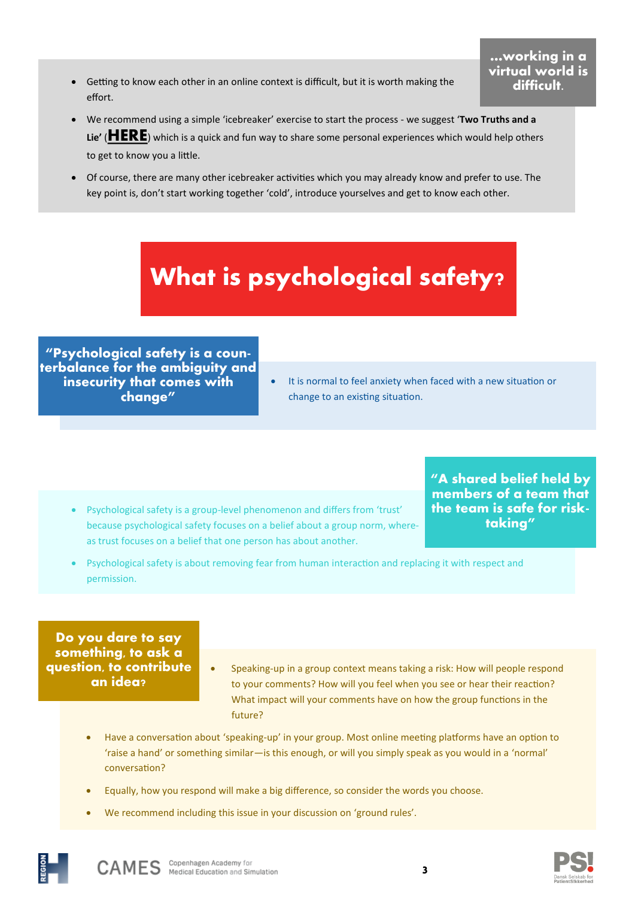**...working in a virtual world is difficult.**

- Getting to know each other in an online context is difficult, but it is worth making the effort.
- We recommend using a simple 'icebreaker' exercise to start the process - we suggest '**Two Truths and a Lie'** (**HERE**) which is a quick and fun way to share some personal experiences which would help others to get to know you a little.
- Of course, there are many other icebreaker activities which you may already know and prefer to use. The key point is, don't start working together 'cold', introduce yourselves and get to know each other.

# What is psychological safety?

**"Psychological safety is a counterbalance for the ambiguity and insecurity that comes with change"**

- It is normal to feel anxiety when faced with a new situation or change to an existing situation.

**"A shared belief held by members of a team that the team is safe for risk-taking"**

- Psychological safety is a group-level phenomenon and differs from 'trust' because psychological safety focuses on a belief about a group norm, whereas trust focuses on a belief that one person has about another.
- Psychological safety is about removing fear from human interaction and replacing it with respect and permission.

**Do you dare to say something, to ask a question, to contribute an idea?**

- Speaking-up in a group context means taking a risk: How will people respond to your comments? How will you feel when you see or hear their reaction? What impact will your comments have on how the group functions in the future?
- Have a conversation about 'speaking-up' in your group. Most online meeting platforms have an option to 'raise a hand' or something similar—is this enough, or will you simply speak as you would in a 'normal' conversation?
- Equally, how you respond will make a big difference, so consider the words you choose.
- We recommend including this issue in your discussion on 'ground rules'.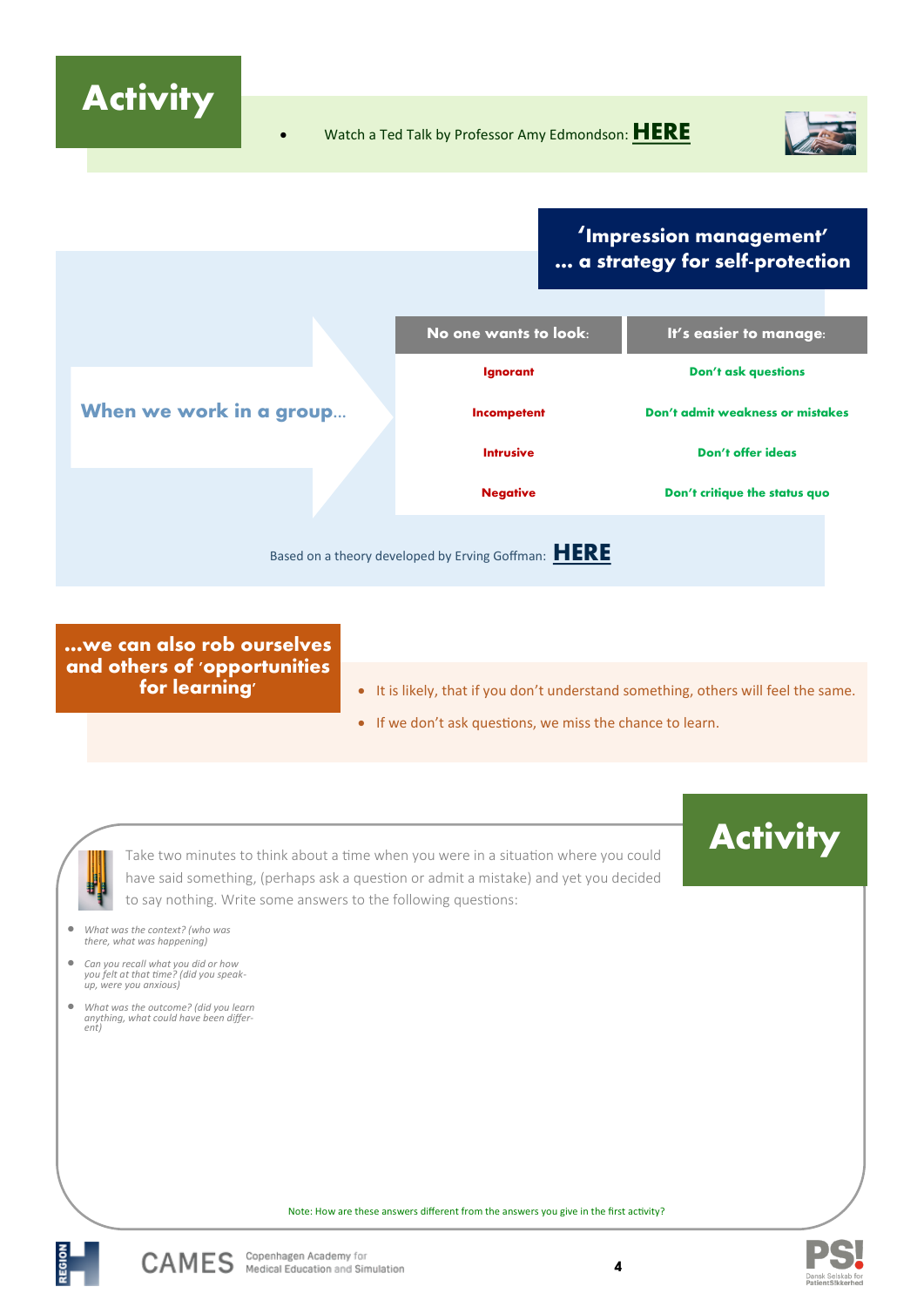## Activity

- Watch a Ted Talk by Professor Amy Edmondson: **HERE**

## 'Impression management' … a strategy for self-protection

**When we work in a group…**

| No one wants to look: | It's easier to manage: |
|---|---|
| Ignorant | Don't ask questions |
| Incompetent | Don't admit weakness or mistakes |
| Intrusive | Don't offer ideas |
| Negative | Don't critique the status quo |

Based on a theory developed by Erving Goffman: **HERE**

## …we can also rob ourselves and others of 'opportunities for learning'

- It is likely, that if you don't understand something, others will feel the same.
- If we don't ask questions, we miss the chance to learn.

## Activity

Take two minutes to think about a time when you were in a situation where you could have said something, (perhaps ask a question or admit a mistake) and yet you decided to say nothing. Write some answers to the following questions:

- *What was the context? (who was there, what was happening)*
- *Can you recall what you did or how you felt at that time? (did you speak-up, were you anxious)*
- *What was the outcome? (did you learn anything, what could have been different)*

Note: How are these answers different from the answers you give in the first activity?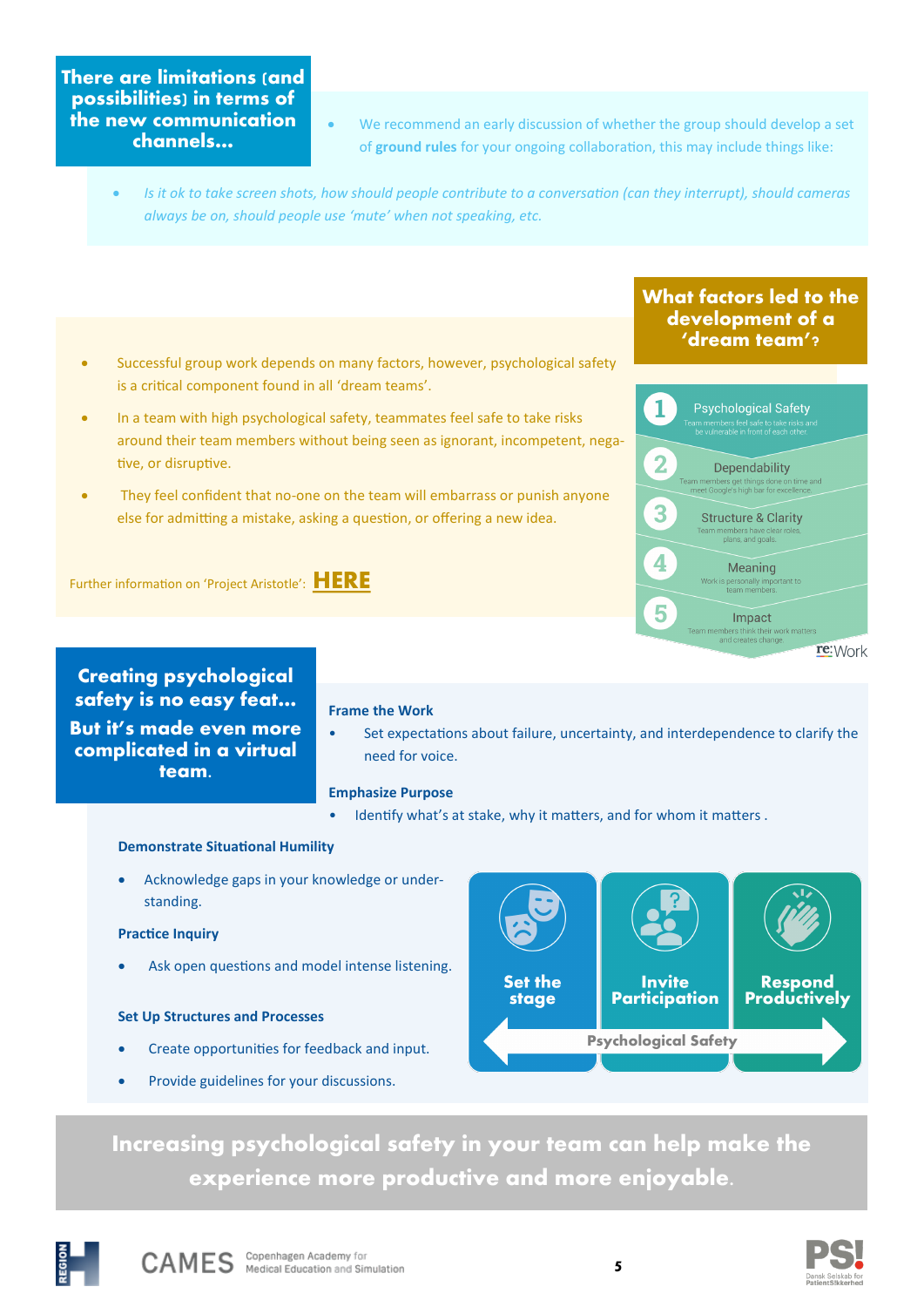## There are limitations (and possibilities) in terms of the new communication channels...

- We recommend an early discussion of whether the group should develop a set of **ground rules** for your ongoing collaboration, this may include things like:
  - *Is it ok to take screen shots, how should people contribute to a conversation (can they interrupt), should cameras always be on, should people use 'mute' when not speaking, etc.*

## What factors led to the development of a 'dream team'?

- Successful group work depends on many factors, however, psychological safety is a critical component found in all 'dream teams'.
- In a team with high psychological safety, teammates feel safe to take risks around their team members without being seen as ignorant, incompetent, negative, or disruptive.
- They feel confident that no-one on the team will embarrass or punish anyone else for admitting a mistake, asking a question, or offering a new idea.

Further information on 'Project Aristotle': **HERE**

1. **Psychological Safety** — Team members feel safe to take risks and be vulnerable in front of each other.
2. **Dependability** — Team members get things done on time and meet Google's high bar for excellence.
3. **Structure & Clarity** — Team members have clear roles, plans, and goals.
4. **Meaning** — Work is personally important to team members.
5. **Impact** — Team members think their work matters and creates change.

re:Work

## Creating psychological safety is no easy feat... But it's made even more complicated in a virtual team.

**Frame the Work**

- Set expectations about failure, uncertainty, and interdependence to clarify the need for voice.

**Emphasize Purpose**

- Identify what's at stake, why it matters, and for whom it matters .

**Demonstrate Situational Humility**

- Acknowledge gaps in your knowledge or understanding.

**Practice Inquiry**

- Ask open questions and model intense listening.

**Set Up Structures and Processes**

- Create opportunities for feedback and input.
- Provide guidelines for your discussions.

**Set the stage** — **Invite Participation** — **Respond Productively**

Psychological Safety

**Increasing psychological safety in your team can help make the experience more productive and more enjoyable.**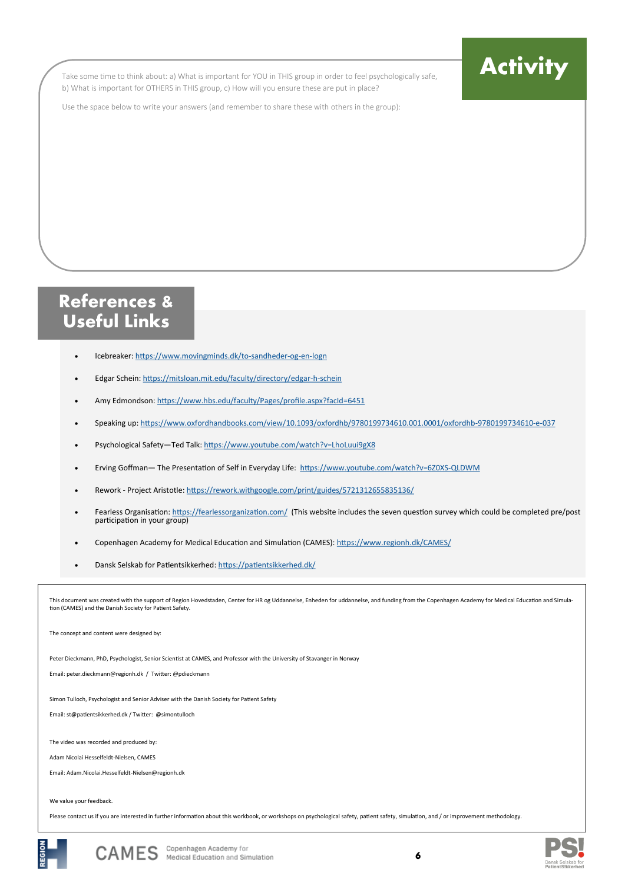## Activity

Take some time to think about: a) What is important for YOU in THIS group in order to feel psychologically safe, b) What is important for OTHERS in THIS group, c) How will you ensure these are put in place?

Use the space below to write your answers (and remember to share these with others in the group):

## References & Useful Links

- Icebreaker: https://www.movingminds.dk/to-sandheder-og-en-logn
- Edgar Schein: https://mitsloan.mit.edu/faculty/directory/edgar-h-schein
- Amy Edmondson: https://www.hbs.edu/faculty/Pages/profile.aspx?facId=6451
- Speaking up: https://www.oxfordhandbooks.com/view/10.1093/oxfordhb/9780199734610.001.0001/oxfordhb-9780199734610-e-037
- Psychological Safety—Ted Talk: https://www.youtube.com/watch?v=LhoLuui9gX8
- Erving Goffman— The Presentation of Self in Everyday Life: https://www.youtube.com/watch?v=6Z0XS-QLDWM
- Rework - Project Aristotle: https://rework.withgoogle.com/print/guides/5721312655835136/
- Fearless Organisation: https://fearlessorganization.com/ (This website includes the seven question survey which could be completed pre/post participation in your group)
- Copenhagen Academy for Medical Education and Simulation (CAMES): https://www.regionh.dk/CAMES/
- Dansk Selskab for Patientsikkerhed: https://patientsikkerhed.dk/

This document was created with the support of Region Hovedstaden, Center for HR og Uddannelse, Enheden for uddannelse, and funding from the Copenhagen Academy for Medical Education and Simulation (CAMES) and the Danish Society for Patient Safety.

The concept and content were designed by:

Peter Dieckmann, PhD, Psychologist, Senior Scientist at CAMES, and Professor with the University of Stavanger in Norway

Email: peter.dieckmann@regionh.dk / Twitter: @pdieckmann

Simon Tulloch, Psychologist and Senior Adviser with the Danish Society for Patient Safety

Email: st@patientsikkerhed.dk / Twitter: @simontulloch

The video was recorded and produced by:

Adam Nicolai Hesselfeldt-Nielsen, CAMES

Email: Adam.Nicolai.Hesselfeldt-Nielsen@regionh.dk

We value your feedback.

Please contact us if you are interested in further information about this workbook, or workshops on psychological safety, patient safety, simulation, and / or improvement methodology.

CAMES Copenhagen Academy for Medical Education and Simulation

PS! Dansk Selskab for PatientSikkerhed